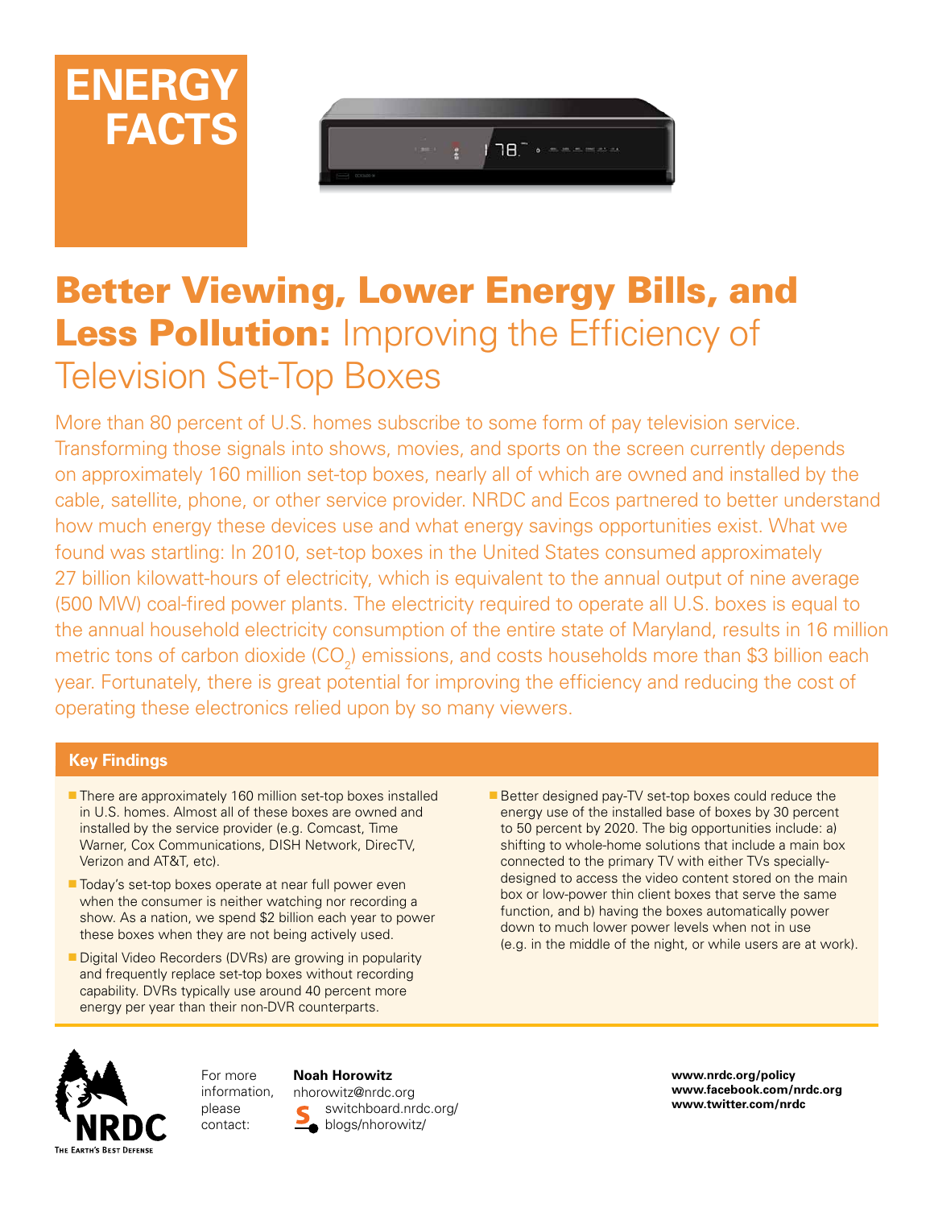# ENERGY FACTS

# Better Viewing, Lower Energy Bills, and Less Pollution: Improving the Efficiency of Television Set-Top Boxes

More than 80 percent of U.S. homes subscribe to some form of pay television service. Transforming those signals into shows, movies, and sports on the screen currently depends on approximately 160 million set-top boxes, nearly all of which are owned and installed by the cable, satellite, phone, or other service provider. NRDC and Ecos partnered to better understand how much energy these devices use and what energy savings opportunities exist. What we found was startling: In 2010, set-top boxes in the United States consumed approximately 27 billion kilowatt-hours of electricity, which is equivalent to the annual output of nine average (500 MW) coal-fired power plants. The electricity required to operate all U.S. boxes is equal to the annual household electricity consumption of the entire state of Maryland, results in 16 million metric tons of carbon dioxide ($CO_2$) emissions, and costs households more than $3 billion each year. Fortunately, there is great potential for improving the efficiency and reducing the cost of operating these electronics relied upon by so many viewers.

## Key Findings

- There are approximately 160 million set-top boxes installed in U.S. homes. Almost all of these boxes are owned and installed by the service provider (e.g. Comcast, Time Warner, Cox Communications, DISH Network, DirecTV, Verizon and AT&T, etc).
- Today's set-top boxes operate at near full power even when the consumer is neither watching nor recording a show. As a nation, we spend $2 billion each year to power these boxes when they are not being actively used.
- Digital Video Recorders (DVRs) are growing in popularity and frequently replace set-top boxes without recording capability. DVRs typically use around 40 percent more energy per year than their non-DVR counterparts.
- Better designed pay-TV set-top boxes could reduce the energy use of the installed base of boxes by 30 percent to 50 percent by 2020. The big opportunities include: a) shifting to whole-home solutions that include a main box connected to the primary TV with either TVs specially-designed to access the video content stored on the main box or low-power thin client boxes that serve the same function, and b) having the boxes automatically power down to much lower power levels when not in use (e.g. in the middle of the night, or while users are at work).

NRDC
THE EARTH'S BEST DEFENSE

For more information, please contact:

**Noah Horowitz**
nhorowitz@nrdc.org
switchboard.nrdc.org/blogs/nhorowitz/

**www.nrdc.org/policy**
**www.facebook.com/nrdc.org**
**www.twitter.com/nrdc**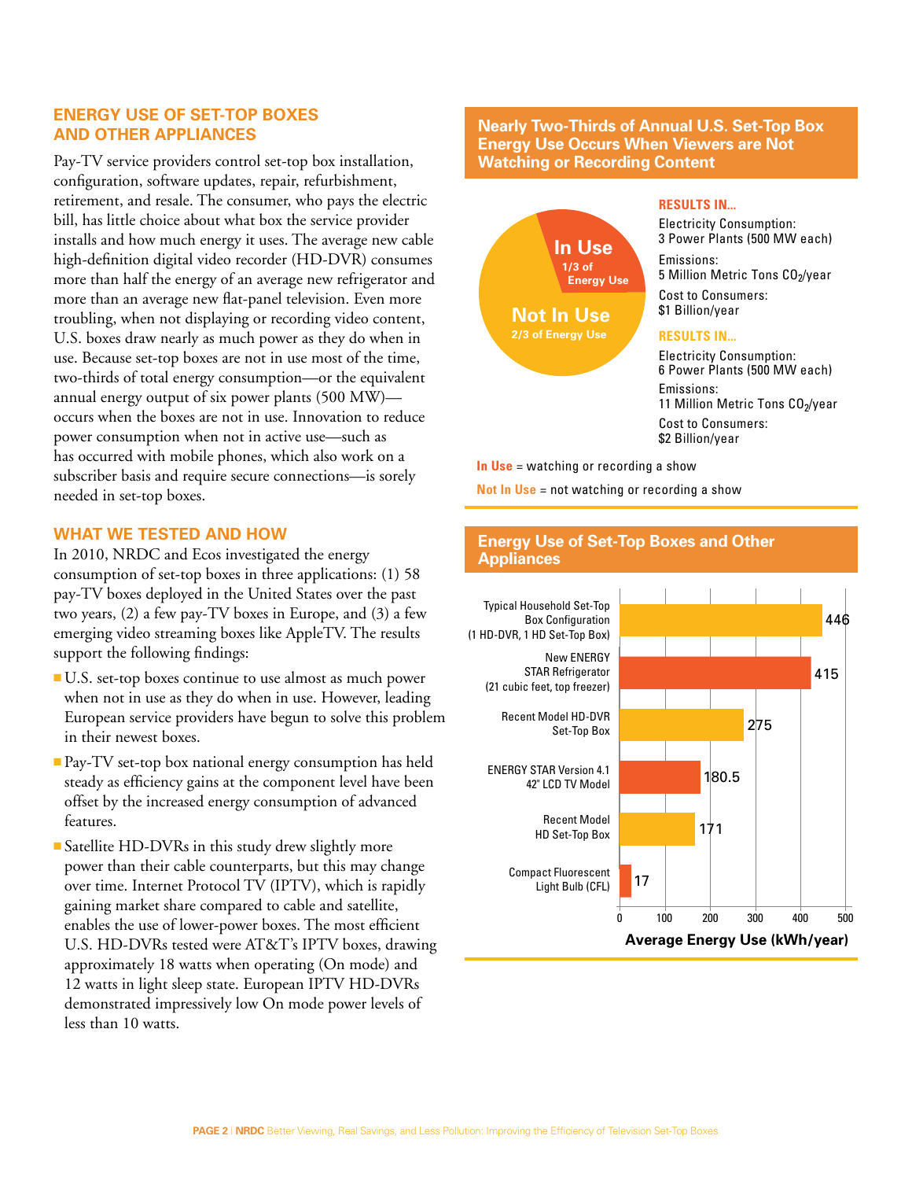## ENERGY USE OF SET-TOP BOXES AND OTHER APPLIANCES

Pay-TV service providers control set-top box installation, configuration, software updates, repair, refurbishment, retirement, and resale. The consumer, who pays the electric bill, has little choice about what box the service provider installs and how much energy it uses. The average new cable high-definition digital video recorder (HD-DVR) consumes more than half the energy of an average new refrigerator and more than an average new flat-panel television. Even more troubling, when not displaying or recording video content, U.S. boxes draw nearly as much power as they do when in use. Because set-top boxes are not in use most of the time, two-thirds of total energy consumption—or the equivalent annual energy output of six power plants (500 MW)—occurs when the boxes are not in use. Innovation to reduce power consumption when not in active use—such as has occurred with mobile phones, which also work on a subscriber basis and require secure connections—is sorely needed in set-top boxes.

## WHAT WE TESTED AND HOW

In 2010, NRDC and Ecos investigated the energy consumption of set-top boxes in three applications: (1) 58 pay-TV boxes deployed in the United States over the past two years, (2) a few pay-TV boxes in Europe, and (3) a few emerging video streaming boxes like AppleTV. The results support the following findings:

- U.S. set-top boxes continue to use almost as much power when not in use as they do when in use. However, leading European service providers have begun to solve this problem in their newest boxes.
- Pay-TV set-top box national energy consumption has held steady as efficiency gains at the component level have been offset by the increased energy consumption of advanced features.
- Satellite HD-DVRs in this study drew slightly more power than their cable counterparts, but this may change over time. Internet Protocol TV (IPTV), which is rapidly gaining market share compared to cable and satellite, enables the use of lower-power boxes. The most efficient U.S. HD-DVRs tested were AT&T's IPTV boxes, drawing approximately 18 watts when operating (On mode) and 12 watts in light sleep state. European IPTV HD-DVRs demonstrated impressively low On mode power levels of less than 10 watts.

### Nearly Two-Thirds of Annual U.S. Set-Top Box Energy Use Occurs When Viewers are Not Watching or Recording Content

**In Use** (1/3 of Energy Use)

RESULTS IN...
- Electricity Consumption: 3 Power Plants (500 MW each)
- Emissions: 5 Million Metric Tons $CO_2$/year
- Cost to Consumers: $1 Billion/year

**Not In Use** (2/3 of Energy Use)

RESULTS IN...
- Electricity Consumption: 6 Power Plants (500 MW each)
- Emissions: 11 Million Metric Tons $CO_2$/year
- Cost to Consumers: $2 Billion/year

**In Use** = watching or recording a show

**Not In Use** = not watching or recording a show

### Energy Use of Set-Top Boxes and Other Appliances

| Appliance | Average Energy Use (kWh/year) |
|---|---|
| Typical Household Set-Top Box Configuration (1 HD-DVR, 1 HD Set-Top Box) | 446 |
| New ENERGY STAR Refrigerator (21 cubic feet, top freezer) | 415 |
| Recent Model HD-DVR Set-Top Box | 275 |
| ENERGY STAR Version 4.1 42" LCD TV Model | 180.5 |
| Recent Model HD Set-Top Box | 171 |
| Compact Fluorescent Light Bulb (CFL) | 17 |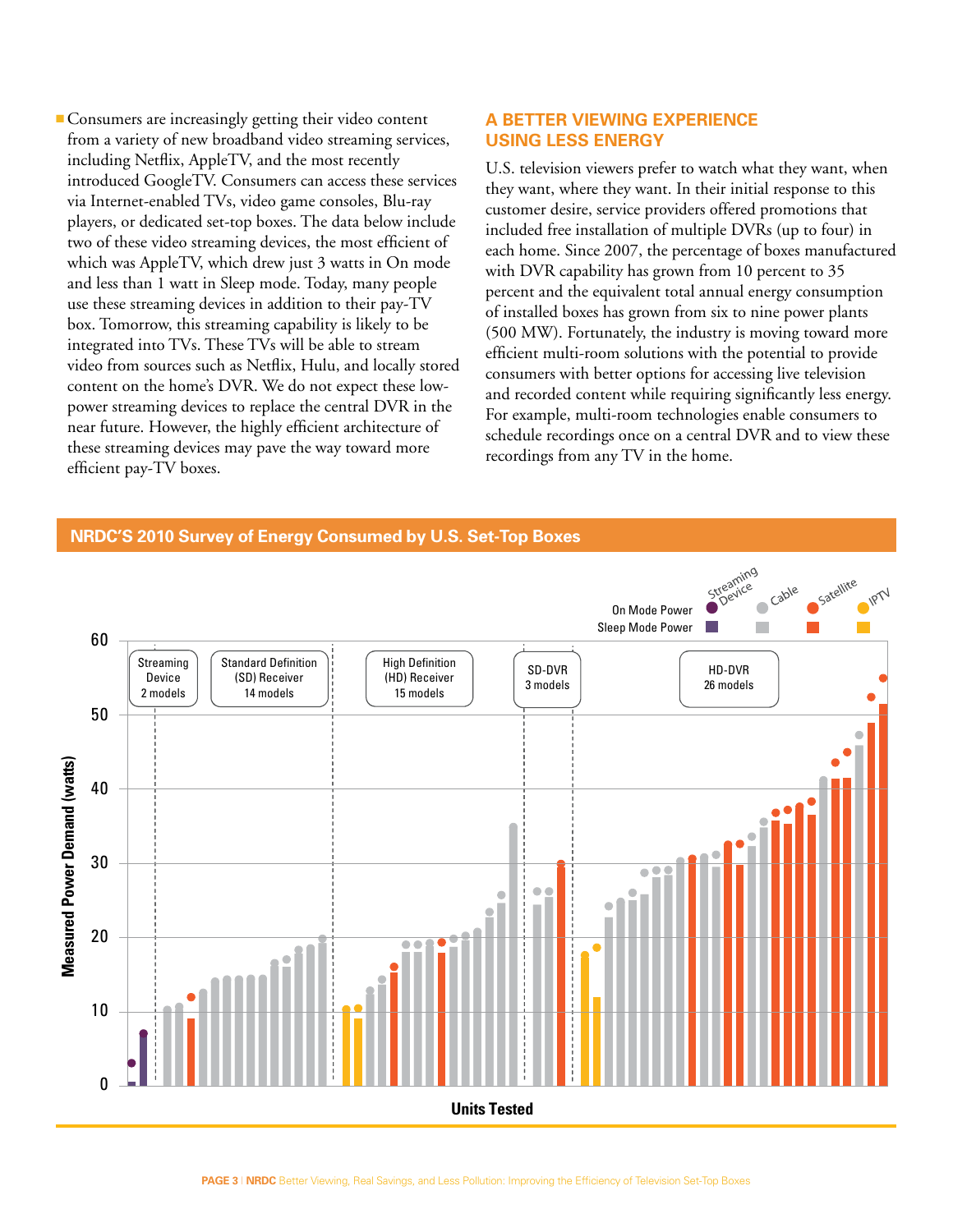- Consumers are increasingly getting their video content from a variety of new broadband video streaming services, including Netflix, AppleTV, and the most recently introduced GoogleTV. Consumers can access these services via Internet-enabled TVs, video game consoles, Blu-ray players, or dedicated set-top boxes. The data below include two of these video streaming devices, the most efficient of which was AppleTV, which drew just 3 watts in On mode and less than 1 watt in Sleep mode. Today, many people use these streaming devices in addition to their pay-TV box. Tomorrow, this streaming capability is likely to be integrated into TVs. These TVs will be able to stream video from sources such as Netflix, Hulu, and locally stored content on the home's DVR. We do not expect these low-power streaming devices to replace the central DVR in the near future. However, the highly efficient architecture of these streaming devices may pave the way toward more efficient pay-TV boxes.

## A BETTER VIEWING EXPERIENCE USING LESS ENERGY

U.S. television viewers prefer to watch what they want, when they want, where they want. In their initial response to this customer desire, service providers offered promotions that included free installation of multiple DVRs (up to four) in each home. Since 2007, the percentage of boxes manufactured with DVR capability has grown from 10 percent to 35 percent and the equivalent total annual energy consumption of installed boxes has grown from six to nine power plants (500 MW). Fortunately, the industry is moving toward more efficient multi-room solutions with the potential to provide consumers with better options for accessing live television and recorded content while requiring significantly less energy. For example, multi-room technologies enable consumers to schedule recordings once on a central DVR and to view these recordings from any TV in the home.

**NRDC'S 2010 Survey of Energy Consumed by U.S. Set-Top Boxes**

Chart legend: On Mode Power (dots) and Sleep Mode Power (bars) for Streaming Device, Cable, Satellite, IPTV.

Categories: Streaming Device (2 models); Standard Definition (SD) Receiver (14 models); High Definition (HD) Receiver (15 models); SD-DVR (3 models); HD-DVR (26 models)

Y-axis: Measured Power Demand (watts), 0–60. X-axis: Units Tested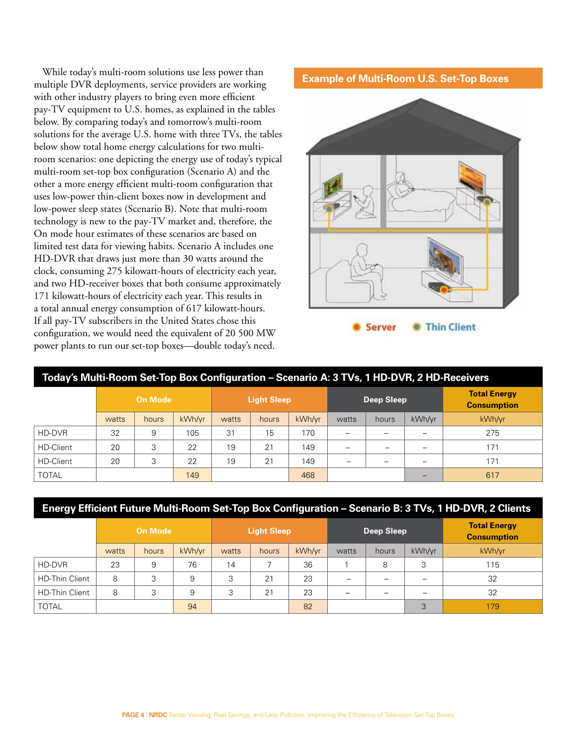While today's multi-room solutions use less power than multiple DVR deployments, service providers are working with other industry players to bring even more efficient pay-TV equipment to U.S. homes, as explained in the tables below. By comparing today's and tomorrow's multi-room solutions for the average U.S. home with three TVs, the tables below show total home energy calculations for two multi-room scenarios: one depicting the energy use of today's typical multi-room set-top box configuration (Scenario A) and the other a more energy efficient multi-room configuration that uses low-power thin-client boxes now in development and low-power sleep states (Scenario B). Note that multi-room technology is new to the pay-TV market and, therefore, the On mode hour estimates of these scenarios are based on limited test data for viewing habits. Scenario A includes one HD-DVR that draws just more than 30 watts around the clock, consuming 275 kilowatt-hours of electricity each year, and two HD-receiver boxes that both consume approximately 171 kilowatt-hours of electricity each year. This results in a total annual energy consumption of 617 kilowatt-hours. If all pay-TV subscribers in the United States chose this configuration, we would need the equivalent of 20 500 MW power plants to run our set-top boxes—double today's need.

**Example of Multi-Room U.S. Set-Top Boxes**

Server · Thin Client

**Today's Multi-Room Set-Top Box Configuration – Scenario A: 3 TVs, 1 HD-DVR, 2 HD-Receivers**

| | On Mode | | | Light Sleep | | | Deep Sleep | | | Total Energy Consumption |
|---|---|---|---|---|---|---|---|---|---|---|
| | watts | hours | kWh/yr | watts | hours | kWh/yr | watts | hours | kWh/yr | kWh/yr |
| HD-DVR | 32 | 9 | 105 | 31 | 15 | 170 | – | – | – | 275 |
| HD-Client | 20 | 3 | 22 | 19 | 21 | 149 | – | – | – | 171 |
| HD-Client | 20 | 3 | 22 | 19 | 21 | 149 | – | – | – | 171 |
| TOTAL | | | 149 | | | 468 | | | – | 617 |

**Energy Efficient Future Multi-Room Set-Top Box Configuration – Scenario B: 3 TVs, 1 HD-DVR, 2 Clients**

| | On Mode | | | Light Sleep | | | Deep Sleep | | | Total Energy Consumption |
|---|---|---|---|---|---|---|---|---|---|---|
| | watts | hours | kWh/yr | watts | hours | kWh/yr | watts | hours | kWh/yr | kWh/yr |
| HD-DVR | 23 | 9 | 76 | 14 | 7 | 36 | 1 | 8 | 3 | 115 |
| HD-Thin Client | 8 | 3 | 9 | 3 | 21 | 23 | – | – | – | 32 |
| HD-Thin Client | 8 | 3 | 9 | 3 | 21 | 23 | – | – | – | 32 |
| TOTAL | | | 94 | | | 82 | | | 3 | 179 |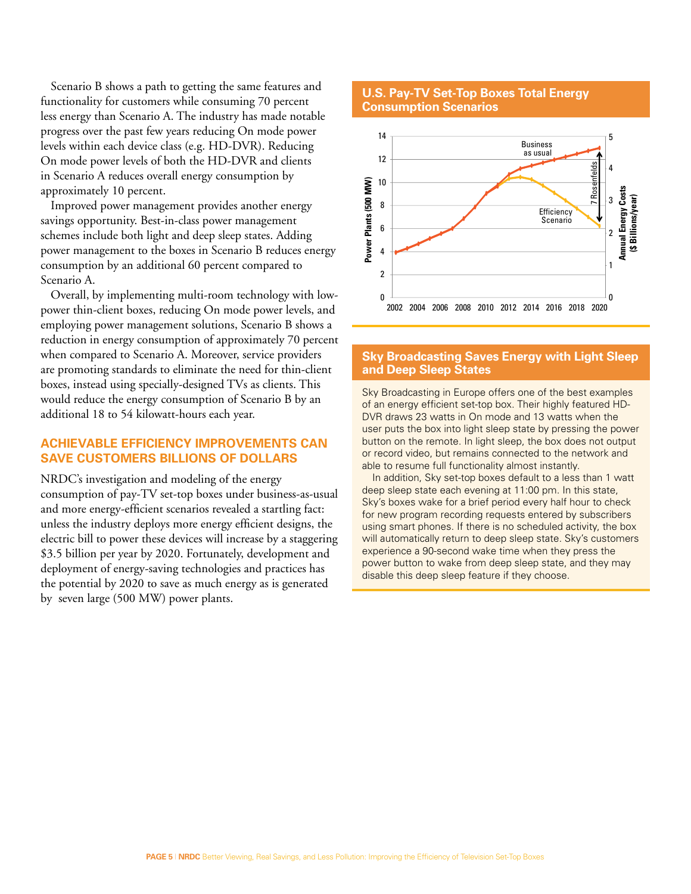Scenario B shows a path to getting the same features and functionality for customers while consuming 70 percent less energy than Scenario A. The industry has made notable progress over the past few years reducing On mode power levels within each device class (e.g. HD-DVR). Reducing On mode power levels of both the HD-DVR and clients in Scenario A reduces overall energy consumption by approximately 10 percent.

Improved power management provides another energy savings opportunity. Best-in-class power management schemes include both light and deep sleep states. Adding power management to the boxes in Scenario B reduces energy consumption by an additional 60 percent compared to Scenario A.

Overall, by implementing multi-room technology with low-power thin-client boxes, reducing On mode power levels, and employing power management solutions, Scenario B shows a reduction in energy consumption of approximately 70 percent when compared to Scenario A. Moreover, service providers are promoting standards to eliminate the need for thin-client boxes, instead using specially-designed TVs as clients. This would reduce the energy consumption of Scenario B by an additional 18 to 54 kilowatt-hours each year.

## ACHIEVABLE EFFICIENCY IMPROVEMENTS CAN SAVE CUSTOMERS BILLIONS OF DOLLARS

NRDC's investigation and modeling of the energy consumption of pay-TV set-top boxes under business-as-usual and more energy-efficient scenarios revealed a startling fact: unless the industry deploys more energy efficient designs, the electric bill to power these devices will increase by a staggering $3.5 billion per year by 2020. Fortunately, development and deployment of energy-saving technologies and practices has the potential by 2020 to save as much energy as is generated by seven large (500 MW) power plants.

### U.S. Pay-TV Set-Top Boxes Total Energy Consumption Scenarios

### Sky Broadcasting Saves Energy with Light Sleep and Deep Sleep States

Sky Broadcasting in Europe offers one of the best examples of an energy efficient set-top box. Their highly featured HD-DVR draws 23 watts in On mode and 13 watts when the user puts the box into light sleep state by pressing the power button on the remote. In light sleep, the box does not output or record video, but remains connected to the network and able to resume full functionality almost instantly.

In addition, Sky set-top boxes default to a less than 1 watt deep sleep state each evening at 11:00 pm. In this state, Sky's boxes wake for a brief period every half hour to check for new program recording requests entered by subscribers using smart phones. If there is no scheduled activity, the box will automatically return to deep sleep state. Sky's customers experience a 90-second wake time when they press the power button to wake from deep sleep state, and they may disable this deep sleep feature if they choose.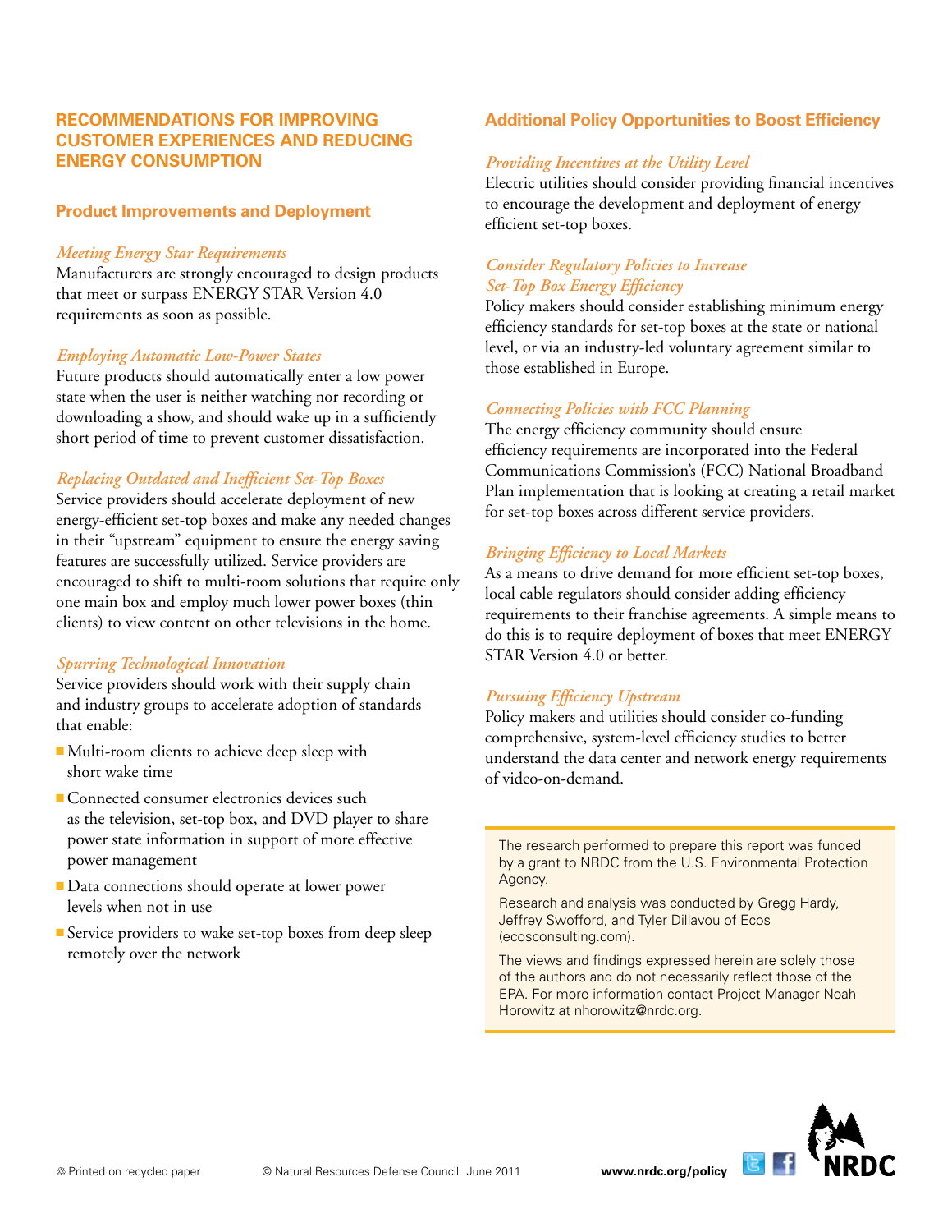## RECOMMENDATIONS FOR IMPROVING CUSTOMER EXPERIENCES AND REDUCING ENERGY CONSUMPTION

### Product Improvements and Deployment

*Meeting Energy Star Requirements*
Manufacturers are strongly encouraged to design products that meet or surpass ENERGY STAR Version 4.0 requirements as soon as possible.

*Employing Automatic Low-Power States*
Future products should automatically enter a low power state when the user is neither watching nor recording or downloading a show, and should wake up in a sufficiently short period of time to prevent customer dissatisfaction.

*Replacing Outdated and Inefficient Set-Top Boxes*
Service providers should accelerate deployment of new energy-efficient set-top boxes and make any needed changes in their "upstream" equipment to ensure the energy saving features are successfully utilized. Service providers are encouraged to shift to multi-room solutions that require only one main box and employ much lower power boxes (thin clients) to view content on other televisions in the home.

*Spurring Technological Innovation*
Service providers should work with their supply chain and industry groups to accelerate adoption of standards that enable:

- Multi-room clients to achieve deep sleep with short wake time
- Connected consumer electronics devices such as the television, set-top box, and DVD player to share power state information in support of more effective power management
- Data connections should operate at lower power levels when not in use
- Service providers to wake set-top boxes from deep sleep remotely over the network

### Additional Policy Opportunities to Boost Efficiency

*Providing Incentives at the Utility Level*
Electric utilities should consider providing financial incentives to encourage the development and deployment of energy efficient set-top boxes.

*Consider Regulatory Policies to Increase Set-Top Box Energy Efficiency*
Policy makers should consider establishing minimum energy efficiency standards for set-top boxes at the state or national level, or via an industry-led voluntary agreement similar to those established in Europe.

*Connecting Policies with FCC Planning*
The energy efficiency community should ensure efficiency requirements are incorporated into the Federal Communications Commission's (FCC) National Broadband Plan implementation that is looking at creating a retail market for set-top boxes across different service providers.

*Bringing Efficiency to Local Markets*
As a means to drive demand for more efficient set-top boxes, local cable regulators should consider adding efficiency requirements to their franchise agreements. A simple means to do this is to require deployment of boxes that meet ENERGY STAR Version 4.0 or better.

*Pursuing Efficiency Upstream*
Policy makers and utilities should consider co-funding comprehensive, system-level efficiency studies to better understand the data center and network energy requirements of video-on-demand.

---

The research performed to prepare this report was funded by a grant to NRDC from the U.S. Environmental Protection Agency.

Research and analysis was conducted by Gregg Hardy, Jeffrey Swofford, and Tyler Dillavou of Ecos (ecosconsulting.com).

The views and findings expressed herein are solely those of the authors and do not necessarily reflect those of the EPA. For more information contact Project Manager Noah Horowitz at nhorowitz@nrdc.org.

---

Printed on recycled paper © Natural Resources Defense Council June 2011 www.nrdc.org/policy NRDC